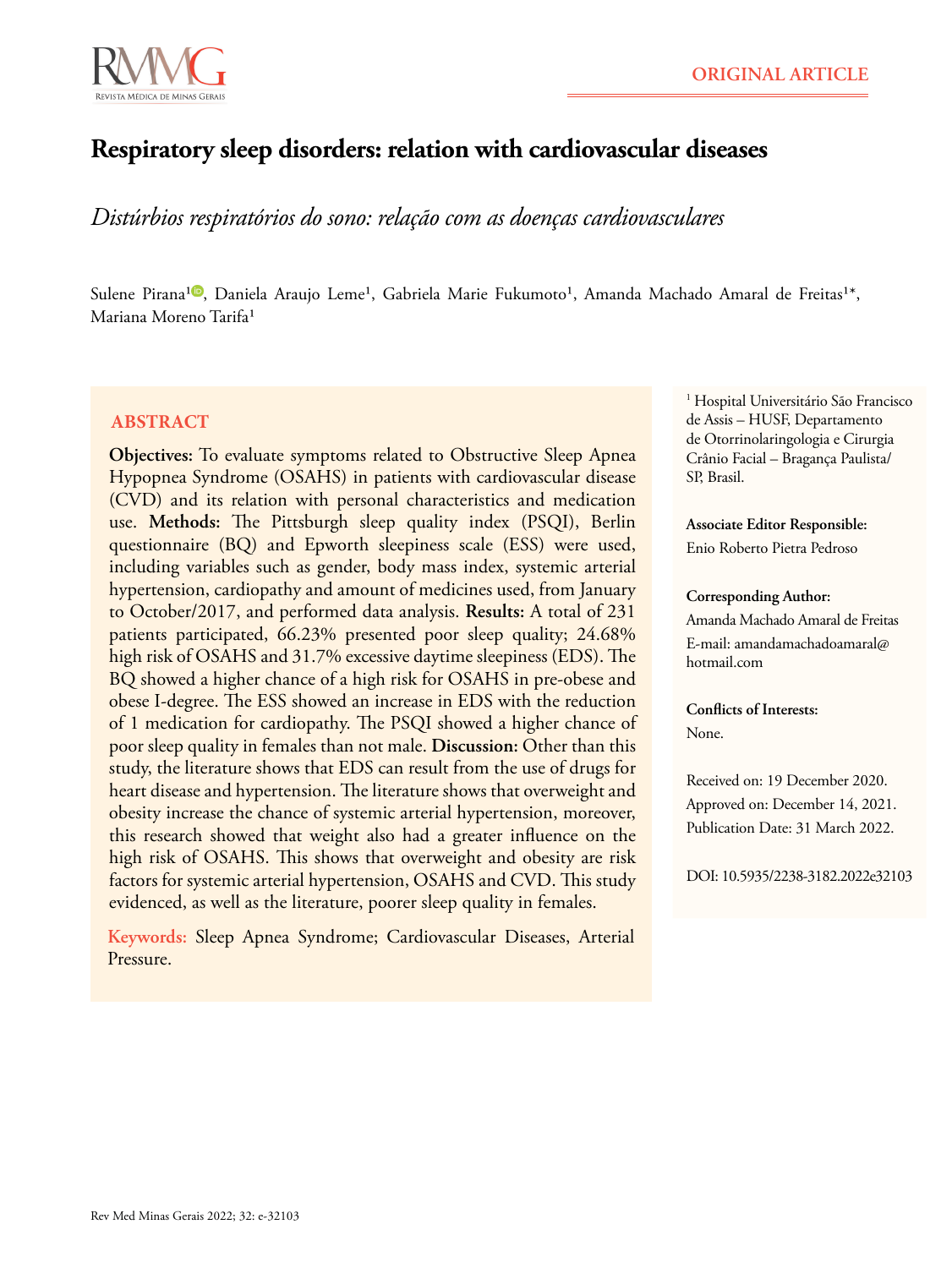ORIGINAL ARTICLE

# Respiratory sleep disorders: relation with cardiovascular diseases

*Distúrbios respiratórios do sono: relação com as doenças cardiovasculares*

Sulene Pirana[1], Daniela Araujo Leme[1], Gabriela Marie Fukumoto[1], Amanda Machado Amaral de Freitas[1]*, Mariana Moreno Tarifa[1]

## ABSTRACT

**Objectives:** To evaluate symptoms related to Obstructive Sleep Apnea Hypopnea Syndrome (OSAHS) in patients with cardiovascular disease (CVD) and its relation with personal characteristics and medication use. **Methods:** The Pittsburgh sleep quality index (PSQI), Berlin questionnaire (BQ) and Epworth sleepiness scale (ESS) were used, including variables such as gender, body mass index, systemic arterial hypertension, cardiopathy and amount of medicines used, from January to October/2017, and performed data analysis. **Results:** A total of 231 patients participated, 66.23% presented poor sleep quality; 24.68% high risk of OSAHS and 31.7% excessive daytime sleepiness (EDS). The BQ showed a higher chance of a high risk for OSAHS in pre-obese and obese I-degree. The ESS showed an increase in EDS with the reduction of 1 medication for cardiopathy. The PSQI showed a higher chance of poor sleep quality in females than not male. **Discussion:** Other than this study, the literature shows that EDS can result from the use of drugs for heart disease and hypertension. The literature shows that overweight and obesity increase the chance of systemic arterial hypertension, moreover, this research showed that weight also had a greater influence on the high risk of OSAHS. This shows that overweight and obesity are risk factors for systemic arterial hypertension, OSAHS and CVD. This study evidenced, as well as the literature, poorer sleep quality in females.

**Keywords:** Sleep Apnea Syndrome; Cardiovascular Diseases, Arterial Pressure.

[1] Hospital Universitário São Francisco de Assis – HUSF, Departamento de Otorrinolaringologia e Cirurgia Crânio Facial – Bragança Paulista/SP, Brasil.

**Associate Editor Responsible:**
Enio Roberto Pietra Pedroso

**Corresponding Author:**
Amanda Machado Amaral de Freitas
E-mail: amandamachadoamaral@hotmail.com

**Conflicts of Interests:**
None.

Received on: 19 December 2020.
Approved on: December 14, 2021.
Publication Date: 31 March 2022.

DOI: 10.5935/2238-3182.2022e32103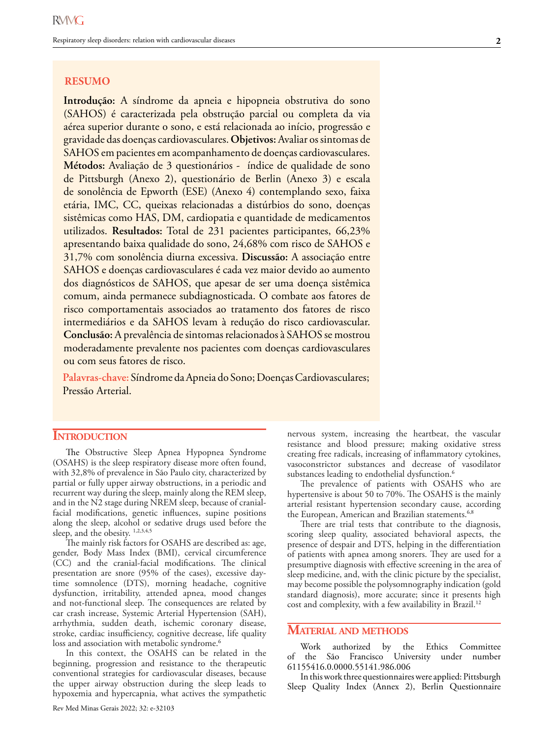## RESUMO

**Introdução:** A síndrome da apneia e hipopneia obstrutiva do sono (SAHOS) é caracterizada pela obstrução parcial ou completa da via aérea superior durante o sono, e está relacionada ao início, progressão e gravidade das doenças cardiovasculares. **Objetivos:** Avaliar os sintomas de SAHOS em pacientes em acompanhamento de doenças cardiovasculares. **Métodos:** Avaliação de 3 questionários - índice de qualidade de sono de Pittsburgh (Anexo 2), questionário de Berlin (Anexo 3) e escala de sonolência de Epworth (ESE) (Anexo 4) contemplando sexo, faixa etária, IMC, CC, queixas relacionadas a distúrbios do sono, doenças sistêmicas como HAS, DM, cardiopatia e quantidade de medicamentos utilizados. **Resultados:** Total de 231 pacientes participantes, 66,23% apresentando baixa qualidade do sono, 24,68% com risco de SAHOS e 31,7% com sonolência diurna excessiva. **Discussão:** A associação entre SAHOS e doenças cardiovasculares é cada vez maior devido ao aumento dos diagnósticos de SAHOS, que apesar de ser uma doença sistêmica comum, ainda permanece subdiagnosticada. O combate aos fatores de risco comportamentais associados ao tratamento dos fatores de risco intermediários e da SAHOS levam à redução do risco cardiovascular. **Conclusão:** A prevalência de sintomas relacionados à SAHOS se mostrou moderadamente prevalente nos pacientes com doenças cardiovasculares ou com seus fatores de risco.

**Palavras-chave:** Síndrome da Apneia do Sono; Doenças Cardiovasculares; Pressão Arterial.

## INTRODUCTION

The Obstructive Sleep Apnea Hypopnea Syndrome (OSAHS) is the sleep respiratory disease more often found, with 32,8% of prevalence in São Paulo city, characterized by partial or fully upper airway obstructions, in a periodic and recurrent way during the sleep, mainly along the REM sleep, and in the N2 stage during NREM sleep, because of cranial-facial modifications, genetic influences, supine positions along the sleep, alcohol or sedative drugs used before the sleep, and the obesity.[1,2,3,4,5]

The mainly risk factors for OSAHS are described as: age, gender, Body Mass Index (BMI), cervical circumference (CC) and the cranial-facial modifications. The clinical presentation are snore (95% of the cases), excessive day-time somnolence (DTS), morning headache, cognitive dysfunction, irritability, attended apnea, mood changes and not-functional sleep. The consequences are related by car crash increase, Systemic Arterial Hypertension (SAH), arrhythmia, sudden death, ischemic coronary disease, stroke, cardiac insufficiency, cognitive decrease, life quality loss and association with metabolic syndrome.[6]

In this context, the OSAHS can be related in the beginning, progression and resistance to the therapeutic conventional strategies for cardiovascular diseases, because the upper airway obstruction during the sleep leads to hypoxemia and hypercapnia, what actives the sympathetic nervous system, increasing the heartbeat, the vascular resistance and blood pressure; making oxidative stress creating free radicals, increasing of inflammatory cytokines, vasoconstrictor substances and decrease of vasodilator substances leading to endothelial dysfunction.[6]

The prevalence of patients with OSAHS who are hypertensive is about 50 to 70%. The OSAHS is the mainly arterial resistant hypertension secondary cause, according the European, American and Brazilian statements.[6,8]

There are trial tests that contribute to the diagnosis, scoring sleep quality, associated behavioral aspects, the presence of despair and DTS, helping in the differentiation of patients with apnea among snorers. They are used for a presumptive diagnosis with effective screening in the area of sleep medicine, and, with the clinic picture by the specialist, may become possible the polysomnography indication (gold standard diagnosis), more accurate; since it presents high cost and complexity, with a few availability in Brazil.[12]

## MATERIAL AND METHODS

Work authorized by the Ethics Committee of the São Francisco University under number 61155416.0.0000.55141.986.006

In this work three questionnaires were applied: Pittsburgh Sleep Quality Index (Annex 2), Berlin Questionnaire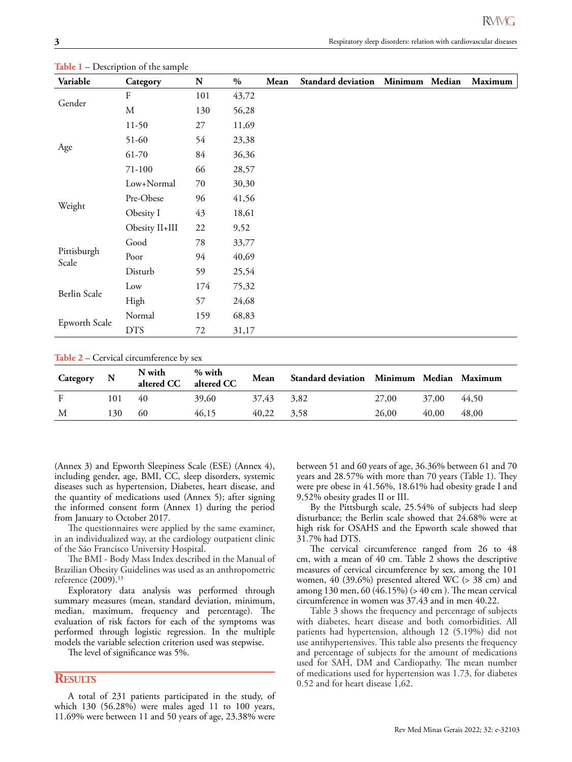**Table 1** – Description of the sample

| Variable | Category | N | % | Mean | Standard deviation | Minimum | Median | Maximum |
|---|---|---|---|---|---|---|---|---|
| Gender | F | 101 | 43,72 | | | | | |
| | M | 130 | 56,28 | | | | | |
| Age | 11-50 | 27 | 11,69 | | | | | |
| | 51-60 | 54 | 23,38 | | | | | |
| | 61-70 | 84 | 36,36 | | | | | |
| | 71-100 | 66 | 28,57 | | | | | |
| Weight | Low+Normal | 70 | 30,30 | | | | | |
| | Pre-Obese | 96 | 41,56 | | | | | |
| | Obesity I | 43 | 18,61 | | | | | |
| | Obesity II+III | 22 | 9,52 | | | | | |
| Pittisburgh Scale | Good | 78 | 33,77 | | | | | |
| | Poor | 94 | 40,69 | | | | | |
| | Disturb | 59 | 25,54 | | | | | |
| Berlin Scale | Low | 174 | 75,32 | | | | | |
| | High | 57 | 24,68 | | | | | |
| Epworth Scale | Normal | 159 | 68,83 | | | | | |
| | DTS | 72 | 31,17 | | | | | |

**Table 2** – Cervical circumference by sex

| Category | N | N with altered CC | % with altered CC | Mean | Standard deviation | Minimum | Median | Maximum |
|---|---|---|---|---|---|---|---|---|
| F | 101 | 40 | 39,60 | 37,43 | 3,82 | 27,00 | 37,00 | 44,50 |
| M | 130 | 60 | 46,15 | 40,22 | 3,58 | 26,00 | 40,00 | 48,00 |

(Annex 3) and Epworth Sleepiness Scale (ESE) (Annex 4), including gender, age, BMI, CC, sleep disorders, systemic diseases such as hypertension, Diabetes, heart disease, and the quantity of medications used (Annex 5); after signing the informed consent form (Annex 1) during the period from January to October 2017.

The questionnaires were applied by the same examiner, in an individualized way, at the cardiology outpatient clinic of the São Francisco University Hospital.

The BMI - Body Mass Index described in the Manual of Brazilian Obesity Guidelines was used as an anthropometric reference (2009).[13]

Exploratory data analysis was performed through summary measures (mean, standard deviation, minimum, median, maximum, frequency and percentage). The evaluation of risk factors for each of the symptoms was performed through logistic regression. In the multiple models the variable selection criterion used was stepwise.

The level of significance was 5%.

## Results

A total of 231 patients participated in the study, of which 130 (56.28%) were males aged 11 to 100 years, 11.69% were between 11 and 50 years of age, 23.38% were between 51 and 60 years of age, 36.36% between 61 and 70 years and 28.57% with more than 70 years (Table 1). They were pre obese in 41.56%, 18.61% had obesity grade I and 9,52% obesity grades II or III.

By the Pittsburgh scale, 25.54% of subjects had sleep disturbance; the Berlin scale showed that 24.68% were at high risk for OSAHS and the Epworth scale showed that 31.7% had DTS.

The cervical circumference ranged from 26 to 48 cm, with a mean of 40 cm. Table 2 shows the descriptive measures of cervical circumference by sex, among the 101 women, 40 (39.6%) presented altered WC (> 38 cm) and among 130 men, 60 (46.15%) (> 40 cm ). The mean cervical circumference in women was 37.43 and in men 40.22.

Table 3 shows the frequency and percentage of subjects with diabetes, heart disease and both comorbidities. All patients had hypertension, although 12 (5.19%) did not use antihypertensives. This table also presents the frequency and percentage of subjects for the amount of medications used for SAH, DM and Cardiopathy. The mean number of medications used for hypertension was 1.73, for diabetes 0.52 and for heart disease 1,62.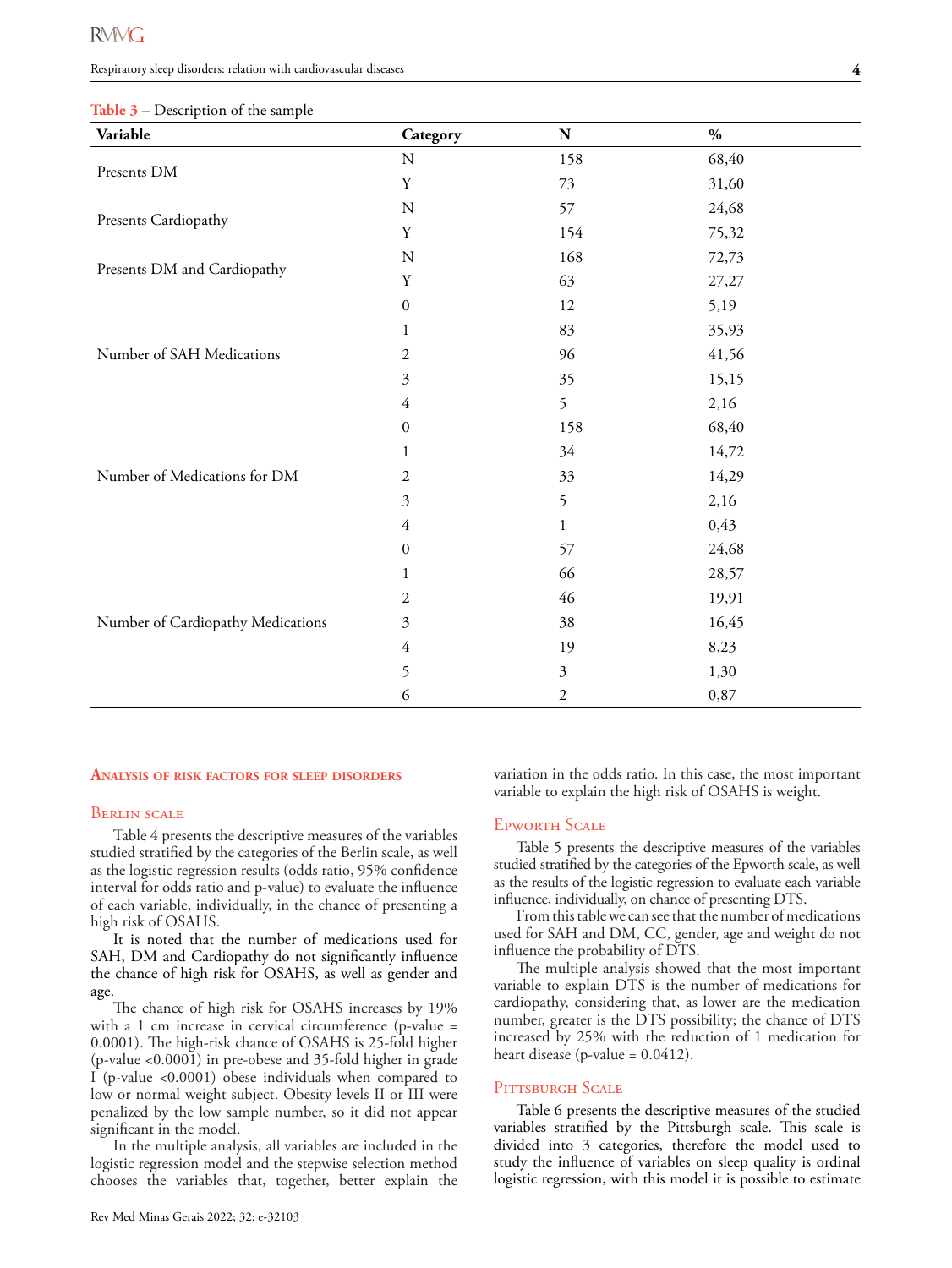**Table 3** – Description of the sample

| Variable | Category | N | % |
|---|---|---|---|
| Presents DM | N | 158 | 68,40 |
| | Y | 73 | 31,60 |
| Presents Cardiopathy | N | 57 | 24,68 |
| | Y | 154 | 75,32 |
| Presents DM and Cardiopathy | N | 168 | 72,73 |
| | Y | 63 | 27,27 |
| Number of SAH Medications | 0 | 12 | 5,19 |
| | 1 | 83 | 35,93 |
| | 2 | 96 | 41,56 |
| | 3 | 35 | 15,15 |
| | 4 | 5 | 2,16 |
| Number of Medications for DM | 0 | 158 | 68,40 |
| | 1 | 34 | 14,72 |
| | 2 | 33 | 14,29 |
| | 3 | 5 | 2,16 |
| | 4 | 1 | 0,43 |
| Number of Cardiopathy Medications | 0 | 57 | 24,68 |
| | 1 | 66 | 28,57 |
| | 2 | 46 | 19,91 |
| | 3 | 38 | 16,45 |
| | 4 | 19 | 8,23 |
| | 5 | 3 | 1,30 |
| | 6 | 2 | 0,87 |

## Analysis of risk factors for sleep disorders

### Berlin scale

Table 4 presents the descriptive measures of the variables studied stratified by the categories of the Berlin scale, as well as the logistic regression results (odds ratio, 95% confidence interval for odds ratio and p-value) to evaluate the influence of each variable, individually, in the chance of presenting a high risk of OSAHS.

It is noted that the number of medications used for SAH, DM and Cardiopathy do not significantly influence the chance of high risk for OSAHS, as well as gender and age.

The chance of high risk for OSAHS increases by 19% with a 1 cm increase in cervical circumference (p-value = 0.0001). The high-risk chance of OSAHS is 25-fold higher (p-value <0.0001) in pre-obese and 35-fold higher in grade I (p-value <0.0001) obese individuals when compared to low or normal weight subject. Obesity levels II or III were penalized by the low sample number, so it did not appear significant in the model.

In the multiple analysis, all variables are included in the logistic regression model and the stepwise selection method chooses the variables that, together, better explain the variation in the odds ratio. In this case, the most important variable to explain the high risk of OSAHS is weight.

### Epworth Scale

Table 5 presents the descriptive measures of the variables studied stratified by the categories of the Epworth scale, as well as the results of the logistic regression to evaluate each variable influence, individually, on chance of presenting DTS.

From this table we can see that the number of medications used for SAH and DM, CC, gender, age and weight do not influence the probability of DTS.

The multiple analysis showed that the most important variable to explain DTS is the number of medications for cardiopathy, considering that, as lower are the medication number, greater is the DTS possibility; the chance of DTS increased by 25% with the reduction of 1 medication for heart disease (p-value = 0.0412).

### Pittsburgh Scale

Table 6 presents the descriptive measures of the studied variables stratified by the Pittsburgh scale. This scale is divided into 3 categories, therefore the model used to study the influence of variables on sleep quality is ordinal logistic regression, with this model it is possible to estimate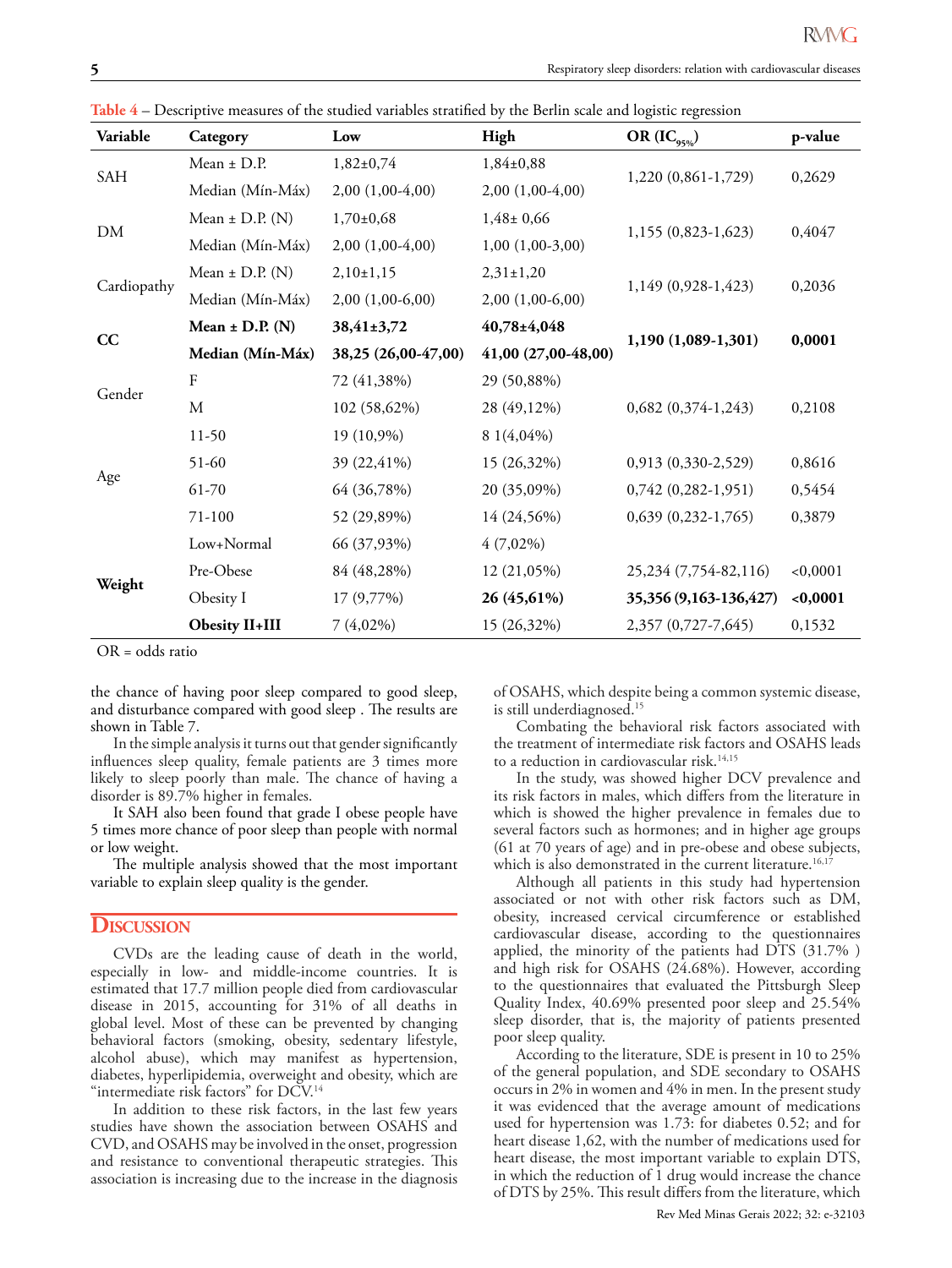**Table 4** – Descriptive measures of the studied variables stratified by the Berlin scale and logistic regression

| Variable | Category | Low | High | OR ($IC_{95\%}$) | p-value |
|---|---|---|---|---|---|
| SAH | Mean ± D.P. | 1,82±0,74 | 1,84±0,88 | 1,220 (0,861-1,729) | 0,2629 |
| | Median (Mín-Máx) | 2,00 (1,00-4,00) | 2,00 (1,00-4,00) | | |
| DM | Mean ± D.P. (N) | 1,70±0,68 | 1,48± 0,66 | 1,155 (0,823-1,623) | 0,4047 |
| | Median (Mín-Máx) | 2,00 (1,00-4,00) | 1,00 (1,00-3,00) | | |
| Cardiopathy | Mean ± D.P. (N) | 2,10±1,15 | 2,31±1,20 | 1,149 (0,928-1,423) | 0,2036 |
| | Median (Mín-Máx) | 2,00 (1,00-6,00) | 2,00 (1,00-6,00) | | |
| **CC** | **Mean ± D.P. (N)** | **38,41±3,72** | **40,78±4,048** | **1,190 (1,089-1,301)** | **0,0001** |
| | **Median (Mín-Máx)** | **38,25 (26,00-47,00)** | **41,00 (27,00-48,00)** | | |
| Gender | F | 72 (41,38%) | 29 (50,88%) | | |
| | M | 102 (58,62%) | 28 (49,12%) | 0,682 (0,374-1,243) | 0,2108 |
| Age | 11-50 | 19 (10,9%) | 8 1(4,04%) | | |
| | 51-60 | 39 (22,41%) | 15 (26,32%) | 0,913 (0,330-2,529) | 0,8616 |
| | 61-70 | 64 (36,78%) | 20 (35,09%) | 0,742 (0,282-1,951) | 0,5454 |
| | 71-100 | 52 (29,89%) | 14 (24,56%) | 0,639 (0,232-1,765) | 0,3879 |
| **Weight** | Low+Normal | 66 (37,93%) | 4 (7,02%) | | |
| | Pre-Obese | 84 (48,28%) | 12 (21,05%) | 25,234 (7,754-82,116) | <0,0001 |
| | Obesity I | 17 (9,77%) | **26 (45,61%)** | **35,356 (9,163-136,427)** | **<0,0001** |
| | **Obesity II+III** | 7 (4,02%) | 15 (26,32%) | 2,357 (0,727-7,645) | 0,1532 |

OR = odds ratio

the chance of having poor sleep compared to good sleep, and disturbance compared with good sleep . The results are shown in Table 7.

In the simple analysis it turns out that gender significantly influences sleep quality, female patients are 3 times more likely to sleep poorly than male. The chance of having a disorder is 89.7% higher in females.

It SAH also been found that grade I obese people have 5 times more chance of poor sleep than people with normal or low weight.

The multiple analysis showed that the most important variable to explain sleep quality is the gender.

## Discussion

CVDs are the leading cause of death in the world, especially in low- and middle-income countries. It is estimated that 17.7 million people died from cardiovascular disease in 2015, accounting for 31% of all deaths in global level. Most of these can be prevented by changing behavioral factors (smoking, obesity, sedentary lifestyle, alcohol abuse), which may manifest as hypertension, diabetes, hyperlipidemia, overweight and obesity, which are "intermediate risk factors" for DCV.[14]

In addition to these risk factors, in the last few years studies have shown the association between OSAHS and CVD, and OSAHS may be involved in the onset, progression and resistance to conventional therapeutic strategies. This association is increasing due to the increase in the diagnosis of OSAHS, which despite being a common systemic disease, is still underdiagnosed.[15]

Combating the behavioral risk factors associated with the treatment of intermediate risk factors and OSAHS leads to a reduction in cardiovascular risk.[14,15]

In the study, was showed higher DCV prevalence and its risk factors in males, which differs from the literature in which is showed the higher prevalence in females due to several factors such as hormones; and in higher age groups (61 at 70 years of age) and in pre-obese and obese subjects, which is also demonstrated in the current literature.[16,17]

Although all patients in this study had hypertension associated or not with other risk factors such as DM, obesity, increased cervical circumference or established cardiovascular disease, according to the questionnaires applied, the minority of the patients had DTS (31.7% ) and high risk for OSAHS (24.68%). However, according to the questionnaires that evaluated the Pittsburgh Sleep Quality Index, 40.69% presented poor sleep and 25.54% sleep disorder, that is, the majority of patients presented poor sleep quality.

According to the literature, SDE is present in 10 to 25% of the general population, and SDE secondary to OSAHS occurs in 2% in women and 4% in men. In the present study it was evidenced that the average amount of medications used for hypertension was 1.73: for diabetes 0.52; and for heart disease 1,62, with the number of medications used for heart disease, the most important variable to explain DTS, in which the reduction of 1 drug would increase the chance of DTS by 25%. This result differs from the literature, which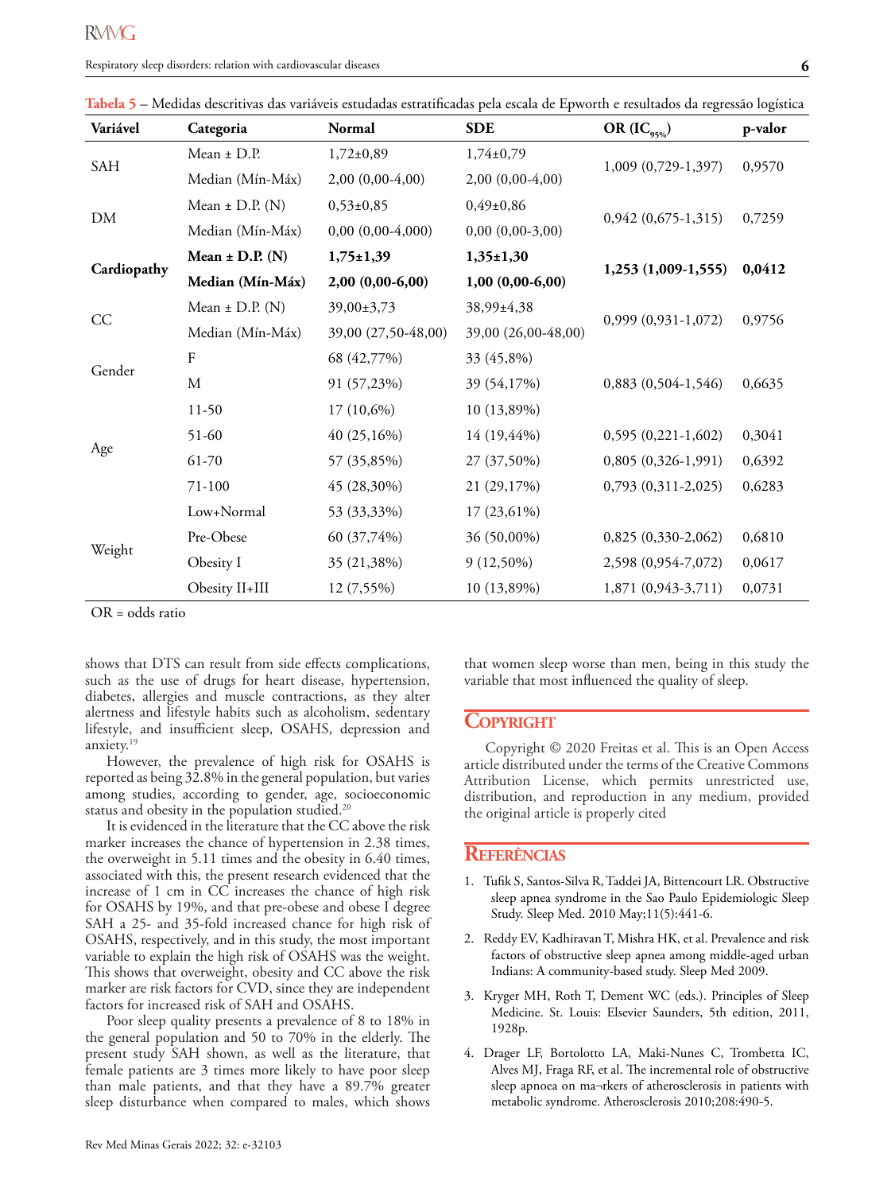**Tabela 5** – Medidas descritivas das variáveis estudadas estratificadas pela escala de Epworth e resultados da regressão logística

| Variável | Categoria | Normal | SDE | OR ($IC_{95\%}$) | p-valor |
|---|---|---|---|---|---|
| SAH | Mean ± D.P. | 1,72±0,89 | 1,74±0,79 | 1,009 (0,729-1,397) | 0,9570 |
| | Median (Mín-Máx) | 2,00 (0,00-4,00) | 2,00 (0,00-4,00) | | |
| DM | Mean ± D.P. (N) | 0,53±0,85 | 0,49±0,86 | 0,942 (0,675-1,315) | 0,7259 |
| | Median (Mín-Máx) | 0,00 (0,00-4,000) | 0,00 (0,00-3,00) | | |
| **Cardiopathy** | **Mean ± D.P. (N)** | **1,75±1,39** | **1,35±1,30** | **1,253 (1,009-1,555)** | **0,0412** |
| | **Median (Mín-Máx)** | **2,00 (0,00-6,00)** | **1,00 (0,00-6,00)** | | |
| CC | Mean ± D.P. (N) | 39,00±3,73 | 38,99±4,38 | 0,999 (0,931-1,072) | 0,9756 |
| | Median (Mín-Máx) | 39,00 (27,50-48,00) | 39,00 (26,00-48,00) | | |
| Gender | F | 68 (42,77%) | 33 (45,8%) | | |
| | M | 91 (57,23%) | 39 (54,17%) | 0,883 (0,504-1,546) | 0,6635 |
| Age | 11-50 | 17 (10,6%) | 10 (13,89%) | | |
| | 51-60 | 40 (25,16%) | 14 (19,44%) | 0,595 (0,221-1,602) | 0,3041 |
| | 61-70 | 57 (35,85%) | 27 (37,50%) | 0,805 (0,326-1,991) | 0,6392 |
| | 71-100 | 45 (28,30%) | 21 (29,17%) | 0,793 (0,311-2,025) | 0,6283 |
| Weight | Low+Normal | 53 (33,33%) | 17 (23,61%) | | |
| | Pre-Obese | 60 (37,74%) | 36 (50,00%) | 0,825 (0,330-2,062) | 0,6810 |
| | Obesity I | 35 (21,38%) | 9 (12,50%) | 2,598 (0,954-7,072) | 0,0617 |
| | Obesity II+III | 12 (7,55%) | 10 (13,89%) | 1,871 (0,943-3,711) | 0,0731 |

OR = odds ratio

shows that DTS can result from side effects complications, such as the use of drugs for heart disease, hypertension, diabetes, allergies and muscle contractions, as they alter alertness and lifestyle habits such as alcoholism, sedentary lifestyle, and insufficient sleep, OSAHS, depression and anxiety.[19]

However, the prevalence of high risk for OSAHS is reported as being 32.8% in the general population, but varies among studies, according to gender, age, socioeconomic status and obesity in the population studied.[20]

It is evidenced in the literature that the CC above the risk marker increases the chance of hypertension in 2.38 times, the overweight in 5.11 times and the obesity in 6.40 times, associated with this, the present research evidenced that the increase of 1 cm in CC increases the chance of high risk for OSAHS by 19%, and that pre-obese and obese I degree SAH a 25- and 35-fold increased chance for high risk of OSAHS, respectively, and in this study, the most important variable to explain the high risk of OSAHS was the weight. This shows that overweight, obesity and CC above the risk marker are risk factors for CVD, since they are independent factors for increased risk of SAH and OSAHS.

Poor sleep quality presents a prevalence of 8 to 18% in the general population and 50 to 70% in the elderly. The present study SAH shown, as well as the literature, that female patients are 3 times more likely to have poor sleep than male patients, and that they have a 89.7% greater sleep disturbance when compared to males, which shows that women sleep worse than men, being in this study the variable that most influenced the quality of sleep.

## Copyright

Copyright © 2020 Freitas et al. This is an Open Access article distributed under the terms of the Creative Commons Attribution License, which permits unrestricted use, distribution, and reproduction in any medium, provided the original article is properly cited

## Referências

1. Tufik S, Santos-Silva R, Taddei JA, Bittencourt LR. Obstructive sleep apnea syndrome in the Sao Paulo Epidemiologic Sleep Study. Sleep Med. 2010 May;11(5):441-6.
2. Reddy EV, Kadhiravan T, Mishra HK, et al. Prevalence and risk factors of obstructive sleep apnea among middle-aged urban Indians: A community-based study. Sleep Med 2009.
3. Kryger MH, Roth T, Dement WC (eds.). Principles of Sleep Medicine. St. Louis: Elsevier Saunders, 5th edition, 2011, 1928p.
4. Drager LF, Bortolotto LA, Maki-Nunes C, Trombetta IC, Alves MJ, Fraga RF, et al. The incremental role of obstructive sleep apnoea on ma¬rkers of atherosclerosis in patients with metabolic syndrome. Atherosclerosis 2010;208:490-5.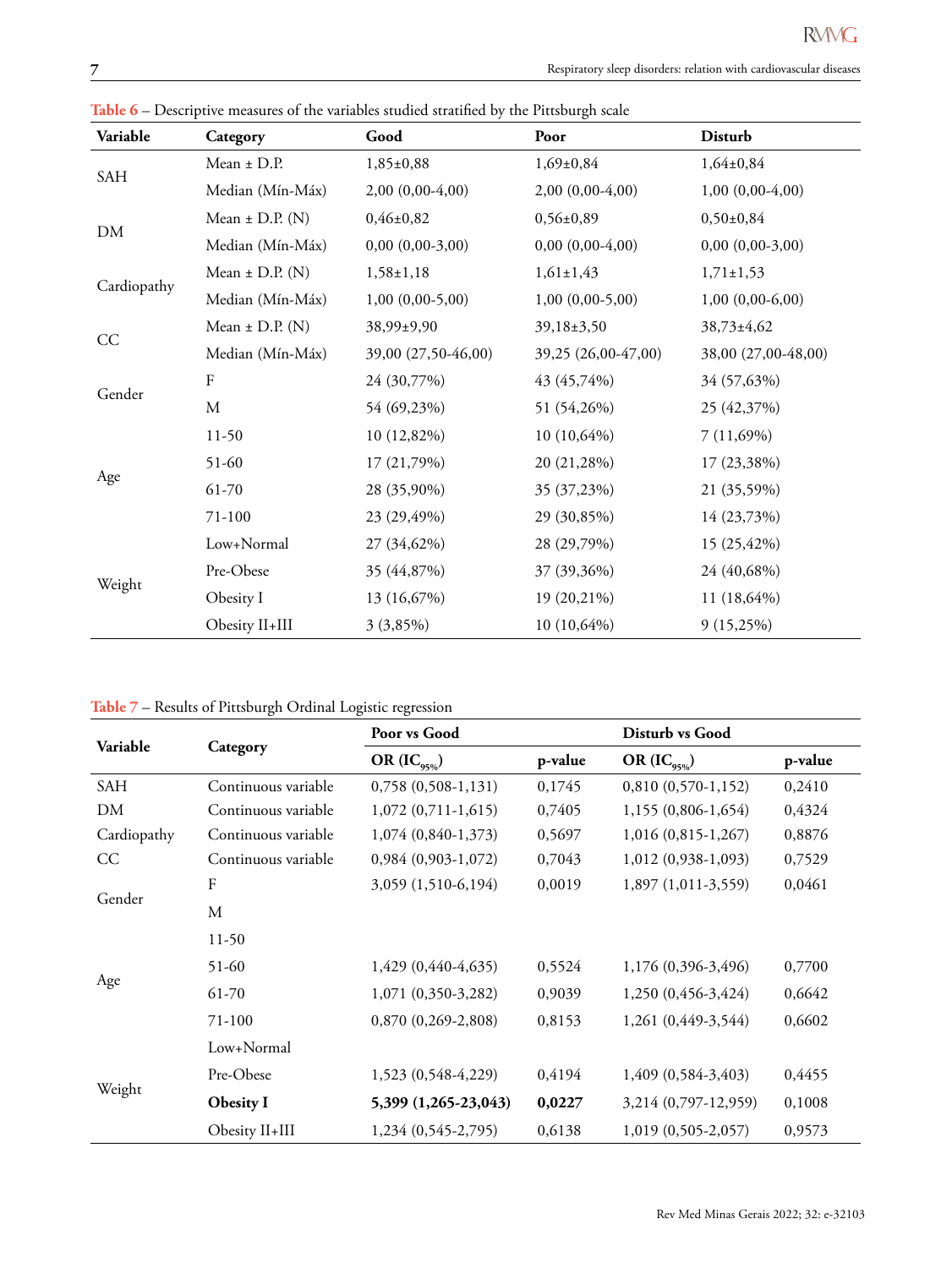**Table 6** – Descriptive measures of the variables studied stratified by the Pittsburgh scale

| Variable | Category | Good | Poor | Disturb |
|---|---|---|---|---|
| SAH | Mean ± D.P. | 1,85±0,88 | 1,69±0,84 | 1,64±0,84 |
| | Median (Mín-Máx) | 2,00 (0,00-4,00) | 2,00 (0,00-4,00) | 1,00 (0,00-4,00) |
| DM | Mean ± D.P. (N) | 0,46±0,82 | 0,56±0,89 | 0,50±0,84 |
| | Median (Mín-Máx) | 0,00 (0,00-3,00) | 0,00 (0,00-4,00) | 0,00 (0,00-3,00) |
| Cardiopathy | Mean ± D.P. (N) | 1,58±1,18 | 1,61±1,43 | 1,71±1,53 |
| | Median (Mín-Máx) | 1,00 (0,00-5,00) | 1,00 (0,00-5,00) | 1,00 (0,00-6,00) |
| CC | Mean ± D.P. (N) | 38,99±9,90 | 39,18±3,50 | 38,73±4,62 |
| | Median (Mín-Máx) | 39,00 (27,50-46,00) | 39,25 (26,00-47,00) | 38,00 (27,00-48,00) |
| Gender | F | 24 (30,77%) | 43 (45,74%) | 34 (57,63%) |
| | M | 54 (69,23%) | 51 (54,26%) | 25 (42,37%) |
| Age | 11-50 | 10 (12,82%) | 10 (10,64%) | 7 (11,69%) |
| | 51-60 | 17 (21,79%) | 20 (21,28%) | 17 (23,38%) |
| | 61-70 | 28 (35,90%) | 35 (37,23%) | 21 (35,59%) |
| | 71-100 | 23 (29,49%) | 29 (30,85%) | 14 (23,73%) |
| Weight | Low+Normal | 27 (34,62%) | 28 (29,79%) | 15 (25,42%) |
| | Pre-Obese | 35 (44,87%) | 37 (39,36%) | 24 (40,68%) |
| | Obesity I | 13 (16,67%) | 19 (20,21%) | 11 (18,64%) |
| | Obesity II+III | 3 (3,85%) | 10 (10,64%) | 9 (15,25%) |

**Table 7** – Results of Pittsburgh Ordinal Logistic regression

| Variable | Category | Poor vs Good | | Disturb vs Good | |
|---|---|---|---|---|---|
| | | OR ($IC_{95\%}$) | p-value | OR ($IC_{95\%}$) | p-value |
| SAH | Continuous variable | 0,758 (0,508-1,131) | 0,1745 | 0,810 (0,570-1,152) | 0,2410 |
| DM | Continuous variable | 1,072 (0,711-1,615) | 0,7405 | 1,155 (0,806-1,654) | 0,4324 |
| Cardiopathy | Continuous variable | 1,074 (0,840-1,373) | 0,5697 | 1,016 (0,815-1,267) | 0,8876 |
| CC | Continuous variable | 0,984 (0,903-1,072) | 0,7043 | 1,012 (0,938-1,093) | 0,7529 |
| Gender | F | 3,059 (1,510-6,194) | 0,0019 | 1,897 (1,011-3,559) | 0,0461 |
| | M | | | | |
| Age | 11-50 | | | | |
| | 51-60 | 1,429 (0,440-4,635) | 0,5524 | 1,176 (0,396-3,496) | 0,7700 |
| | 61-70 | 1,071 (0,350-3,282) | 0,9039 | 1,250 (0,456-3,424) | 0,6642 |
| | 71-100 | 0,870 (0,269-2,808) | 0,8153 | 1,261 (0,449-3,544) | 0,6602 |
| Weight | Low+Normal | | | | |
| | Pre-Obese | 1,523 (0,548-4,229) | 0,4194 | 1,409 (0,584-3,403) | 0,4455 |
| | **Obesity I** | **5,399 (1,265-23,043)** | **0,0227** | 3,214 (0,797-12,959) | 0,1008 |
| | Obesity II+III | 1,234 (0,545-2,795) | 0,6138 | 1,019 (0,505-2,057) | 0,9573 |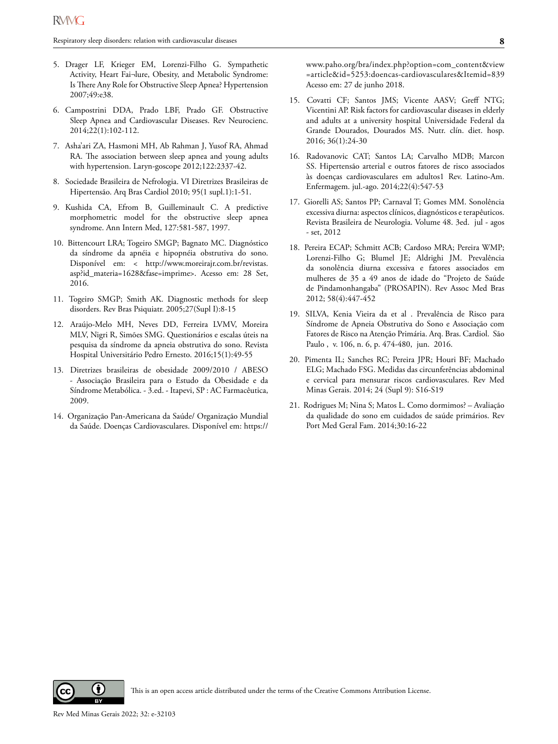5. Drager LF, Krieger EM, Lorenzi-Filho G. Sympathetic Activity, Heart Fai¬lure, Obesity, and Metabolic Syndrome: Is There Any Role for Obstructive Sleep Apnea? Hypertension 2007;49:e38.
6. Campostrini DDA, Prado LBF, Prado GF. Obstructive Sleep Apnea and Cardiovascular Diseases. Rev Neurocienc. 2014;22(1):102-112.
7. Asha'ari ZA, Hasmoni MH, Ab Rahman J, Yusof RA, Ahmad RA. The association between sleep apnea and young adults with hypertension. Laryn-goscope 2012;122:2337-42.
8. Sociedade Brasileira de Nefrologia. VI Diretrizes Brasileiras de Hipertensão. Arq Bras Cardiol 2010; 95(1 supl.1):1-51.
9. Kushida CA, Efrom B, Guilleminault C. A predictive morphometric model for the obstructive sleep apnea syndrome. Ann Intern Med, 127:581-587, 1997.
10. Bittencourt LRA; Togeiro SMGP; Bagnato MC. Diagnóstico da síndrome da apnéia e hipopnéia obstrutiva do sono. Disponível em: < http://www.moreirajr.com.br/revistas.asp?id_materia=1628&fase=imprime>. Acesso em: 28 Set, 2016.
11. Togeiro SMGP; Smith AK. Diagnostic methods for sleep disorders. Rev Bras Psiquiatr. 2005;27(Supl I):8-15
12. Araújo-Melo MH, Neves DD, Ferreira LVMV, Moreira MLV, Nigri R, Simões SMG. Questionários e escalas úteis na pesquisa da síndrome da apneia obstrutiva do sono. Revista Hospital Universitário Pedro Ernesto. 2016;15(1):49-55
13. Diretrizes brasileiras de obesidade 2009/2010 / ABESO - Associação Brasileira para o Estudo da Obesidade e da Síndrome Metabólica. - 3.ed. - Itapevi, SP : AC Farmacêutica, 2009.
14. Organização Pan-Americana da Saúde/ Organização Mundial da Saúde. Doenças Cardiovasculares. Disponível em: https://www.paho.org/bra/index.php?option=com_content&view=article&id=5253:doencas-cardiovasculares&Itemid=839 Acesso em: 27 de junho 2018.
15. Covatti CF; Santos JMS; Vicente AASV; Greff NTG; Vicentini AP. Risk factors for cardiovascular diseases in elderly and adults at a university hospital Universidade Federal da Grande Dourados, Dourados MS. Nutr. clín. diet. hosp. 2016; 36(1):24-30
16. Radovanovic CAT; Santos LA; Carvalho MDB; Marcon SS. Hipertensão arterial e outros fatores de risco associados às doenças cardiovasculares em adultos1 Rev. Latino-Am. Enfermagem. jul.-ago. 2014;22(4):547-53
17. Giorelli AS; Santos PP; Carnaval T; Gomes MM. Sonolência excessiva diurna: aspectos clínicos, diagnósticos e terapêuticos. Revista Brasileira de Neurologia. Volume 48. 3ed. jul - agos - set, 2012
18. Pereira ECAP; Schmitt ACB; Cardoso MRA; Pereira WMP; Lorenzi-Filho G; Blumel JE; Aldrighi JM. Prevalência da sonolência diurna excessiva e fatores associados em mulheres de 35 a 49 anos de idade do "Projeto de Saúde de Pindamonhangaba" (PROSAPIN). Rev Assoc Med Bras 2012; 58(4):447-452
19. SILVA, Kenia Vieira da et al . Prevalência de Risco para Síndrome de Apneia Obstrutiva do Sono e Associação com Fatores de Risco na Atenção Primária. Arq. Bras. Cardiol. São Paulo , v. 106, n. 6, p. 474-480, jun. 2016.
20. Pimenta IL; Sanches RC; Pereira JPR; Houri BF; Machado ELG; Machado FSG. Medidas das circunferências abdominal e cervical para mensurar riscos cardiovasculares. Rev Med Minas Gerais. 2014; 24 (Supl 9): S16-S19
21. Rodrigues M; Nina S; Matos L. Como dormimos? – Avaliação da qualidade do sono em cuidados de saúde primários. Rev Port Med Geral Fam. 2014;30:16-22

This is an open access article distributed under the terms of the Creative Commons Attribution License.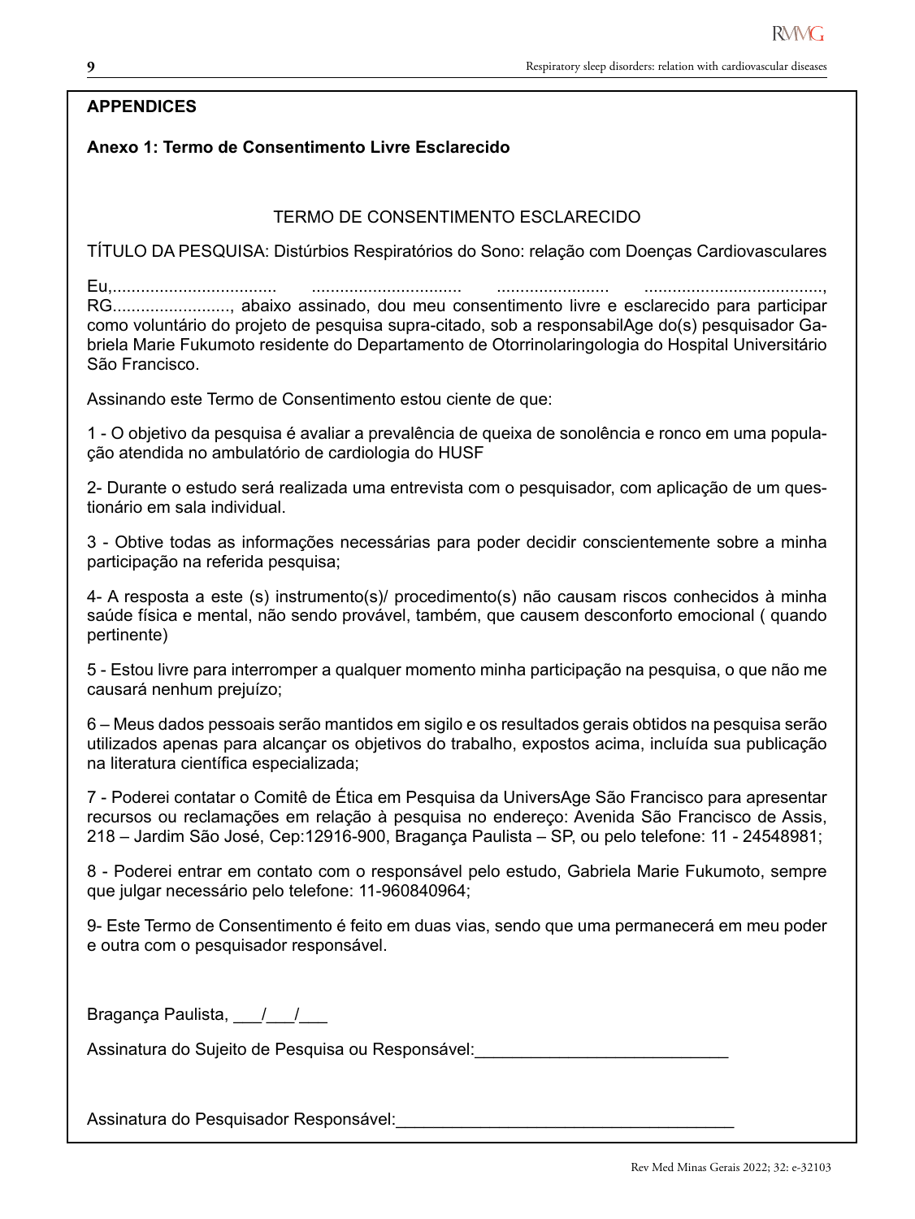## APPENDICES

### Anexo 1: Termo de Consentimento Livre Esclarecido

TERMO DE CONSENTIMENTO ESCLARECIDO

TÍTULO DA PESQUISA: Distúrbios Respiratórios do Sono: relação com Doenças Cardiovasculares

Eu,.................................... ................................ ........................ ......................................., RG........................., abaixo assinado, dou meu consentimento livre e esclarecido para participar como voluntário do projeto de pesquisa supra-citado, sob a responsabilAge do(s) pesquisador Gabriela Marie Fukumoto residente do Departamento de Otorrinolaringologia do Hospital Universitário São Francisco.

Assinando este Termo de Consentimento estou ciente de que:

1 - O objetivo da pesquisa é avaliar a prevalência de queixa de sonolência e ronco em uma população atendida no ambulatório de cardiologia do HUSF

2- Durante o estudo será realizada uma entrevista com o pesquisador, com aplicação de um questionário em sala individual.

3 - Obtive todas as informações necessárias para poder decidir conscientemente sobre a minha participação na referida pesquisa;

4- A resposta a este (s) instrumento(s)/ procedimento(s) não causam riscos conhecidos à minha saúde física e mental, não sendo provável, também, que causem desconforto emocional ( quando pertinente)

5 - Estou livre para interromper a qualquer momento minha participação na pesquisa, o que não me causará nenhum prejuízo;

6 – Meus dados pessoais serão mantidos em sigilo e os resultados gerais obtidos na pesquisa serão utilizados apenas para alcançar os objetivos do trabalho, expostos acima, incluída sua publicação na literatura científica especializada;

7 - Poderei contatar o Comitê de Ética em Pesquisa da UniversAge São Francisco para apresentar recursos ou reclamações em relação à pesquisa no endereço: Avenida São Francisco de Assis, 218 – Jardim São José, Cep:12916-900, Bragança Paulista – SP, ou pelo telefone: 11 - 24548981;

8 - Poderei entrar em contato com o responsável pelo estudo, Gabriela Marie Fukumoto, sempre que julgar necessário pelo telefone: 11-960840964;

9- Este Termo de Consentimento é feito em duas vias, sendo que uma permanecerá em meu poder e outra com o pesquisador responsável.

Bragança Paulista, ___/___/___

Assinatura do Sujeito de Pesquisa ou Responsável:____________________________

Assinatura do Pesquisador Responsável:_____________________________________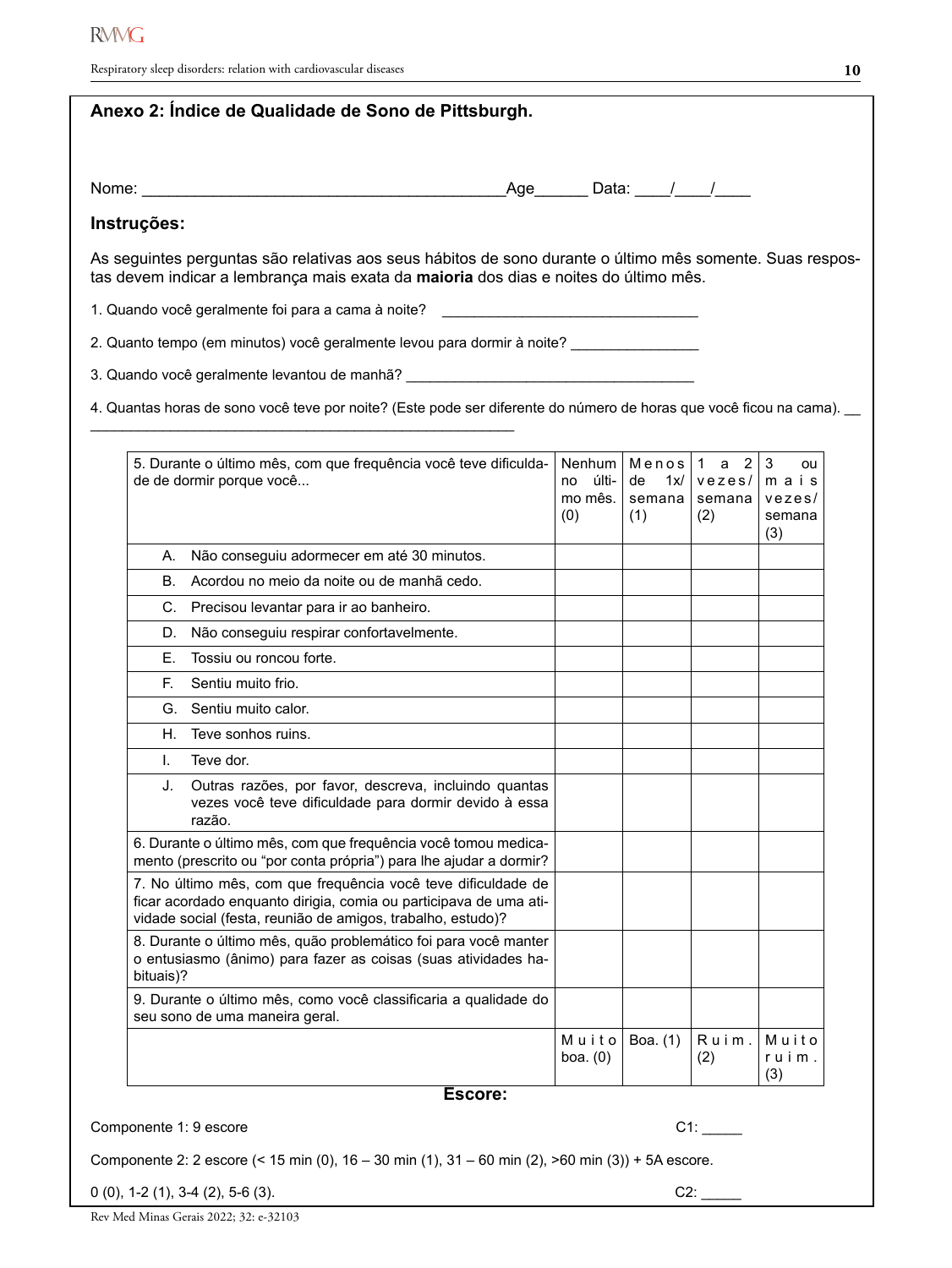**Anexo 2: Índice de Qualidade de Sono de Pittsburgh.**

Nome: ________________________________________Age______ Data: ____/____/____

**Instruções:**

As seguintes perguntas são relativas aos seus hábitos de sono durante o último mês somente. Suas respostas devem indicar a lembrança mais exata da **maioria** dos dias e noites do último mês.

1. Quando você geralmente foi para a cama à noite? ______________________________

2. Quanto tempo (em minutos) você geralmente levou para dormir à noite? _______________

3. Quando você geralmente levantou de manhã? __________________________________

4. Quantas horas de sono você teve por noite? (Este pode ser diferente do número de horas que você ficou na cama). ____________________________________________________

| 5. Durante o último mês, com que frequência você teve dificuldade de dormir porque você... | Nenhum no último mês. (0) | Menos de 1x/ semana (1) | 1 a 2 vezes/ semana (2) | 3 ou mais vezes/ semana (3) |
|---|---|---|---|---|
| A. Não conseguiu adormecer em até 30 minutos. | | | | |
| B. Acordou no meio da noite ou de manhã cedo. | | | | |
| C. Precisou levantar para ir ao banheiro. | | | | |
| D. Não conseguiu respirar confortavelmente. | | | | |
| E. Tossiu ou roncou forte. | | | | |
| F. Sentiu muito frio. | | | | |
| G. Sentiu muito calor. | | | | |
| H. Teve sonhos ruins. | | | | |
| I. Teve dor. | | | | |
| J. Outras razões, por favor, descreva, incluindo quantas vezes você teve dificuldade para dormir devido à essa razão. | | | | |
| 6. Durante o último mês, com que frequência você tomou medicamento (prescrito ou "por conta própria") para lhe ajudar a dormir? | | | | |
| 7. No último mês, com que frequência você teve dificuldade de ficar acordado enquanto dirigia, comia ou participava de uma atividade social (festa, reunião de amigos, trabalho, estudo)? | | | | |
| 8. Durante o último mês, quão problemático foi para você manter o entusiasmo (ânimo) para fazer as coisas (suas atividades habituais)? | | | | |
| 9. Durante o último mês, como você classificaria a qualidade do seu sono de uma maneira geral. | | | | |
| | Muito boa. (0) | Boa. (1) | Ruim. (2) | Muito ruim. (3) |

**Escore:**

Componente 1: 9 escore C1: _____

Componente 2: 2 escore (< 15 min (0), 16 – 30 min (1), 31 – 60 min (2), >60 min (3)) + 5A escore.

0 (0), 1-2 (1), 3-4 (2), 5-6 (3). C2: _____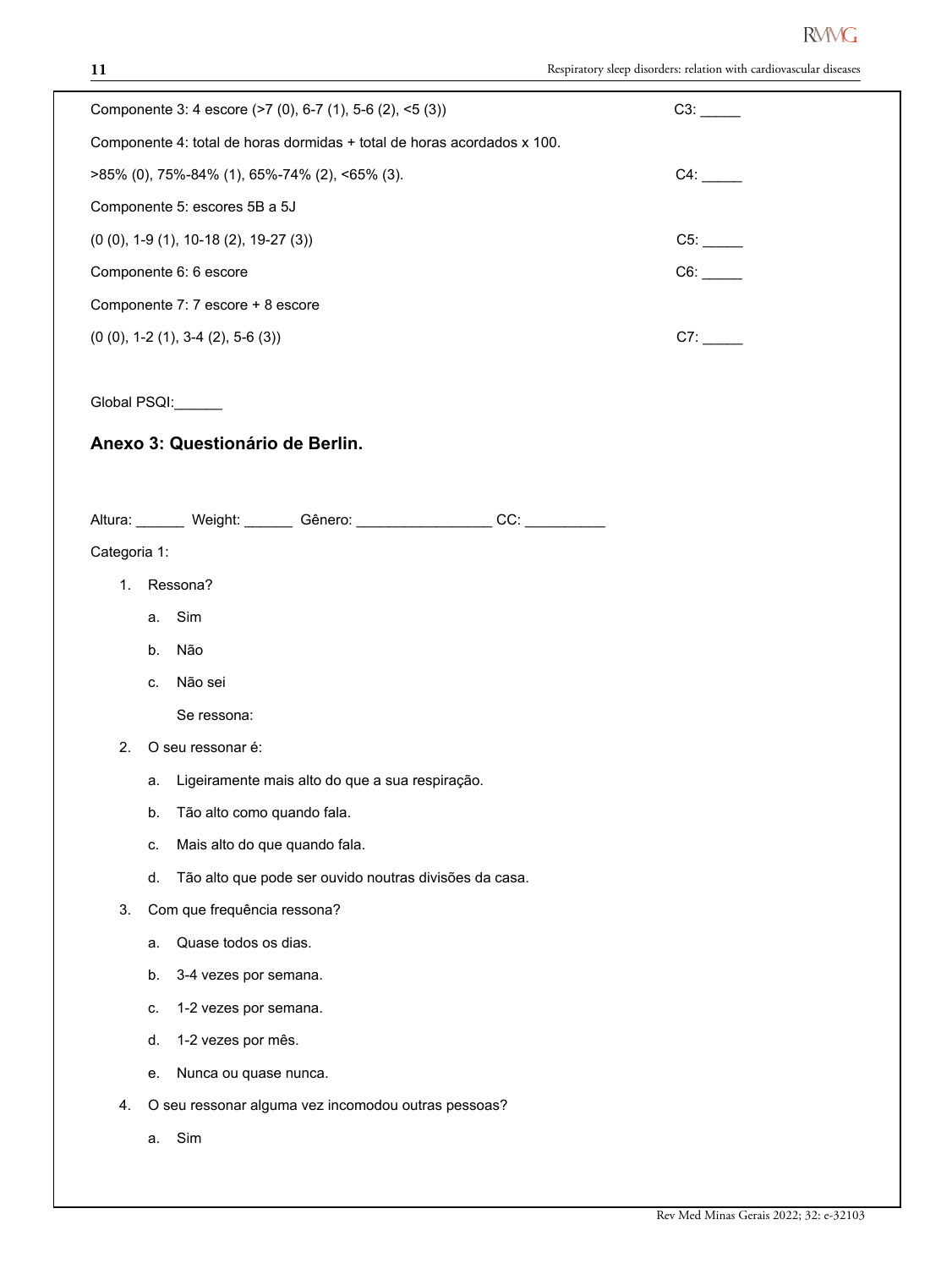Componente 3: 4 escore (>7 (0), 6-7 (1), 5-6 (2), <5 (3)) C3: _____

Componente 4: total de horas dormidas + total de horas acordados x 100.

>85% (0), 75%-84% (1), 65%-74% (2), <65% (3). C4: _____

Componente 5: escores 5B a 5J

(0 (0), 1-9 (1), 10-18 (2), 19-27 (3)) C5: _____

Componente 6: 6 escore C6: _____

Componente 7: 7 escore + 8 escore

(0 (0), 1-2 (1), 3-4 (2), 5-6 (3)) C7: _____

Global PSQI:______

## Anexo 3: Questionário de Berlin.

Altura: ______ Weight: ______ Gênero: _________________ CC: __________

Categoria 1:

1. Ressona?
   a. Sim
   b. Não
   c. Não sei

   Se ressona:
2. O seu ressonar é:
   a. Ligeiramente mais alto do que a sua respiração.
   b. Tão alto como quando fala.
   c. Mais alto do que quando fala.
   d. Tão alto que pode ser ouvido noutras divisões da casa.
3. Com que frequência ressona?
   a. Quase todos os dias.
   b. 3-4 vezes por semana.
   c. 1-2 vezes por semana.
   d. 1-2 vezes por mês.
   e. Nunca ou quase nunca.
4. O seu ressonar alguma vez incomodou outras pessoas?
   a. Sim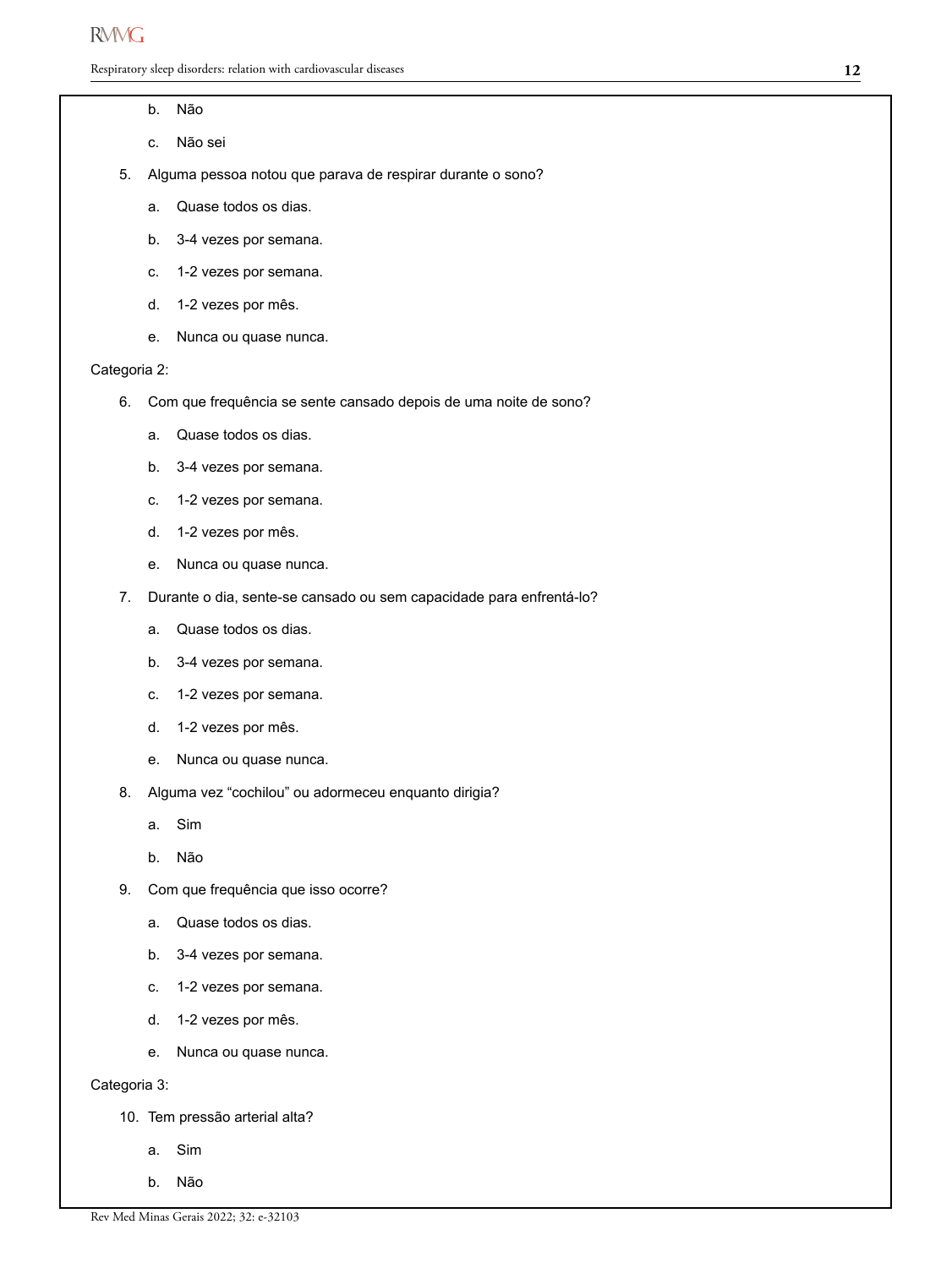b. Não

c. Não sei

5. Alguma pessoa notou que parava de respirar durante o sono?

    a. Quase todos os dias.

    b. 3-4 vezes por semana.

    c. 1-2 vezes por semana.

    d. 1-2 vezes por mês.

    e. Nunca ou quase nunca.

Categoria 2:

6. Com que frequência se sente cansado depois de uma noite de sono?

    a. Quase todos os dias.

    b. 3-4 vezes por semana.

    c. 1-2 vezes por semana.

    d. 1-2 vezes por mês.

    e. Nunca ou quase nunca.

7. Durante o dia, sente-se cansado ou sem capacidade para enfrentá-lo?

    a. Quase todos os dias.

    b. 3-4 vezes por semana.

    c. 1-2 vezes por semana.

    d. 1-2 vezes por mês.

    e. Nunca ou quase nunca.

8. Alguma vez "cochilou" ou adormeceu enquanto dirigia?

    a. Sim

    b. Não

9. Com que frequência que isso ocorre?

    a. Quase todos os dias.

    b. 3-4 vezes por semana.

    c. 1-2 vezes por semana.

    d. 1-2 vezes por mês.

    e. Nunca ou quase nunca.

Categoria 3:

10. Tem pressão arterial alta?

    a. Sim

    b. Não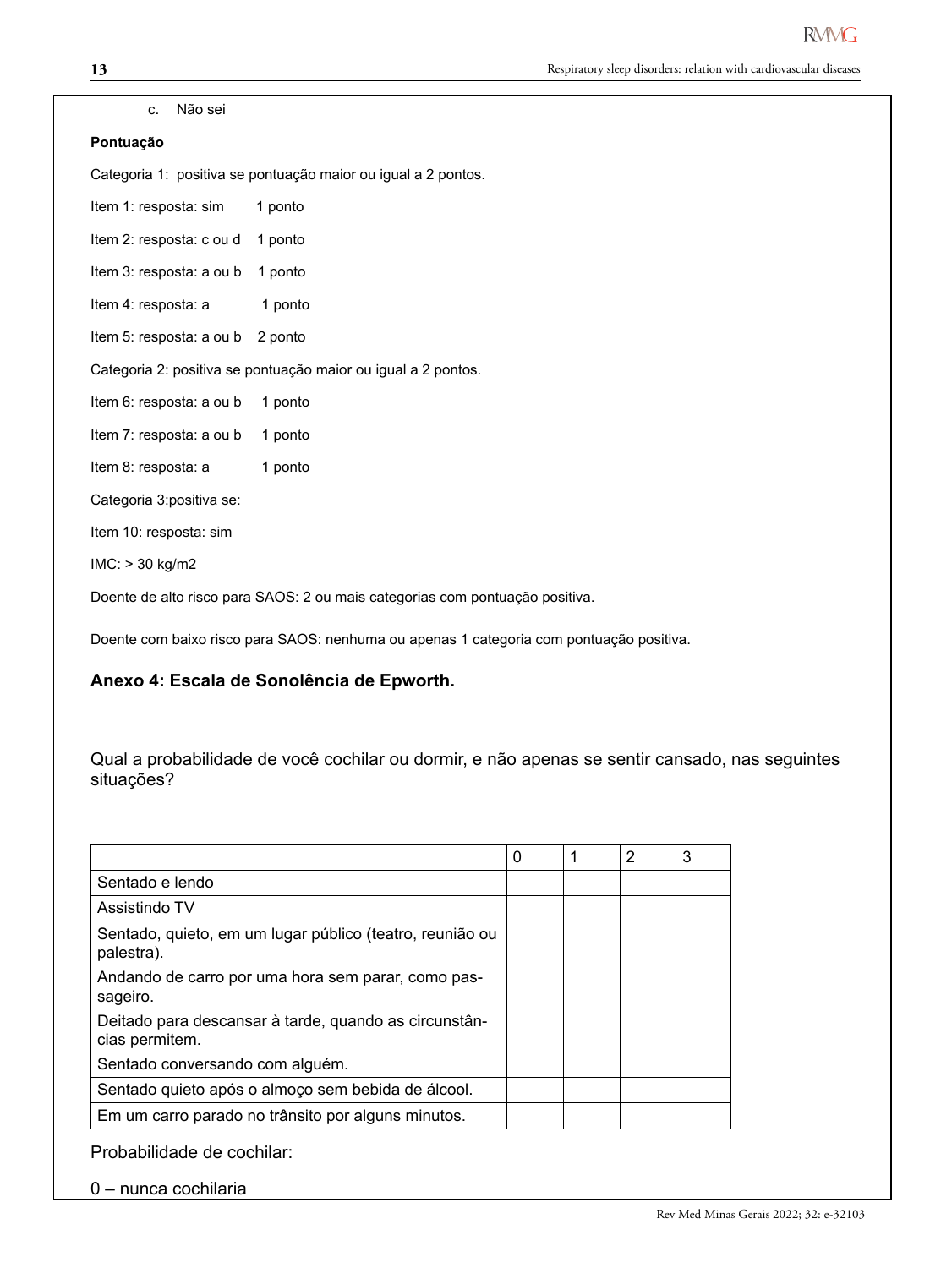c. Não sei

**Pontuação**

Categoria 1: positiva se pontuação maior ou igual a 2 pontos.

Item 1: resposta: sim 1 ponto

Item 2: resposta: c ou d 1 ponto

Item 3: resposta: a ou b 1 ponto

Item 4: resposta: a 1 ponto

Item 5: resposta: a ou b 2 ponto

Categoria 2: positiva se pontuação maior ou igual a 2 pontos.

Item 6: resposta: a ou b 1 ponto

Item 7: resposta: a ou b 1 ponto

Item 8: resposta: a 1 ponto

Categoria 3:positiva se:

Item 10: resposta: sim

IMC: > 30 kg/m2

Doente de alto risco para SAOS: 2 ou mais categorias com pontuação positiva.

Doente com baixo risco para SAOS: nenhuma ou apenas 1 categoria com pontuação positiva.

## Anexo 4: Escala de Sonolência de Epworth.

Qual a probabilidade de você cochilar ou dormir, e não apenas se sentir cansado, nas seguintes situações?

| | 0 | 1 | 2 | 3 |
|---|---|---|---|---|
| Sentado e lendo | | | | |
| Assistindo TV | | | | |
| Sentado, quieto, em um lugar público (teatro, reunião ou palestra). | | | | |
| Andando de carro por uma hora sem parar, como passageiro. | | | | |
| Deitado para descansar à tarde, quando as circunstâncias permitem. | | | | |
| Sentado conversando com alguém. | | | | |
| Sentado quieto após o almoço sem bebida de álcool. | | | | |
| Em um carro parado no trânsito por alguns minutos. | | | | |

Probabilidade de cochilar:

0 – nunca cochilaria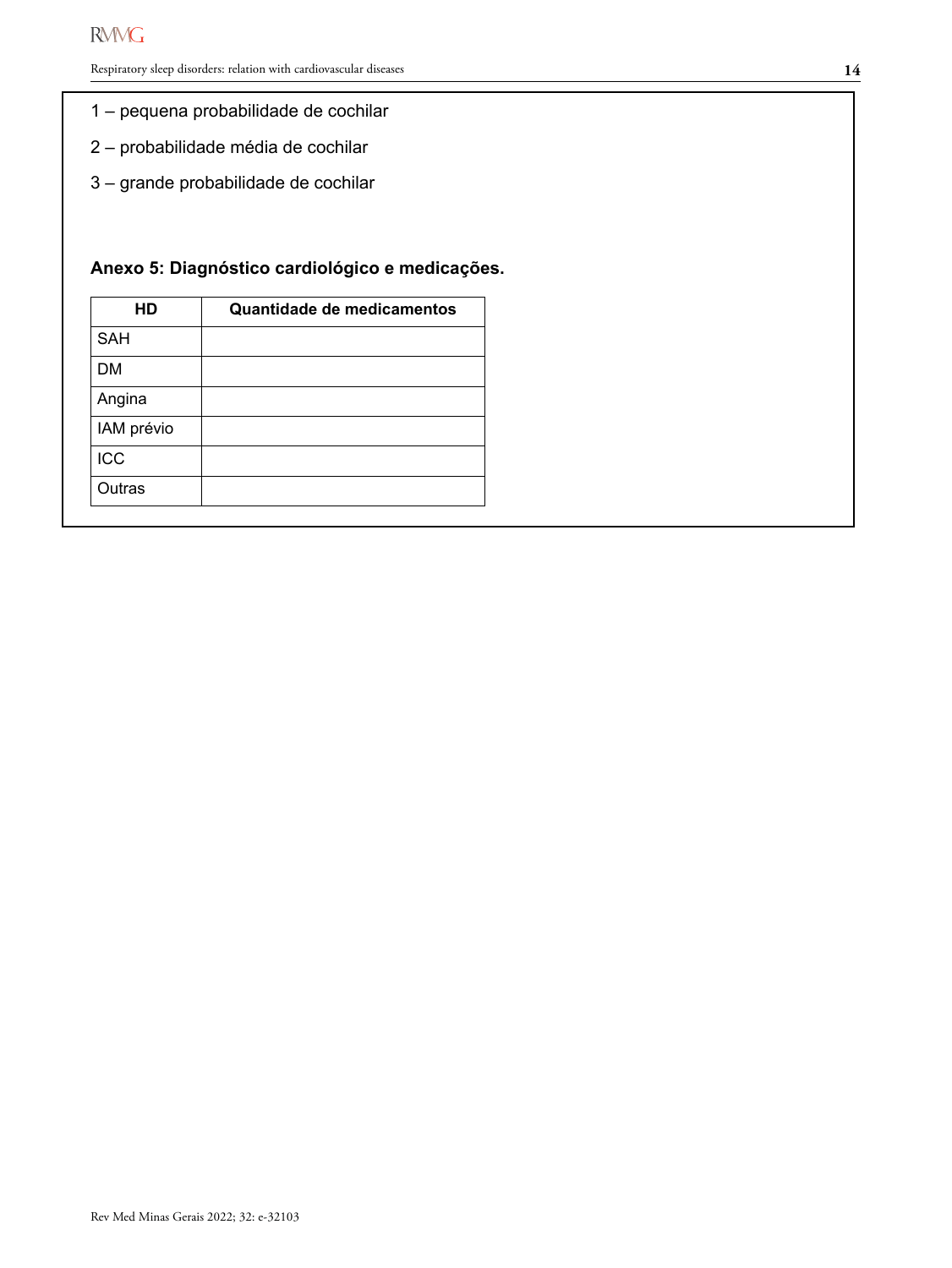1 – pequena probabilidade de cochilar

2 – probabilidade média de cochilar

3 – grande probabilidade de cochilar

**Anexo 5: Diagnóstico cardiológico e medicações.**

| HD | Quantidade de medicamentos |
|---|---|
| SAH | |
| DM | |
| Angina | |
| IAM prévio | |
| ICC | |
| Outras | |